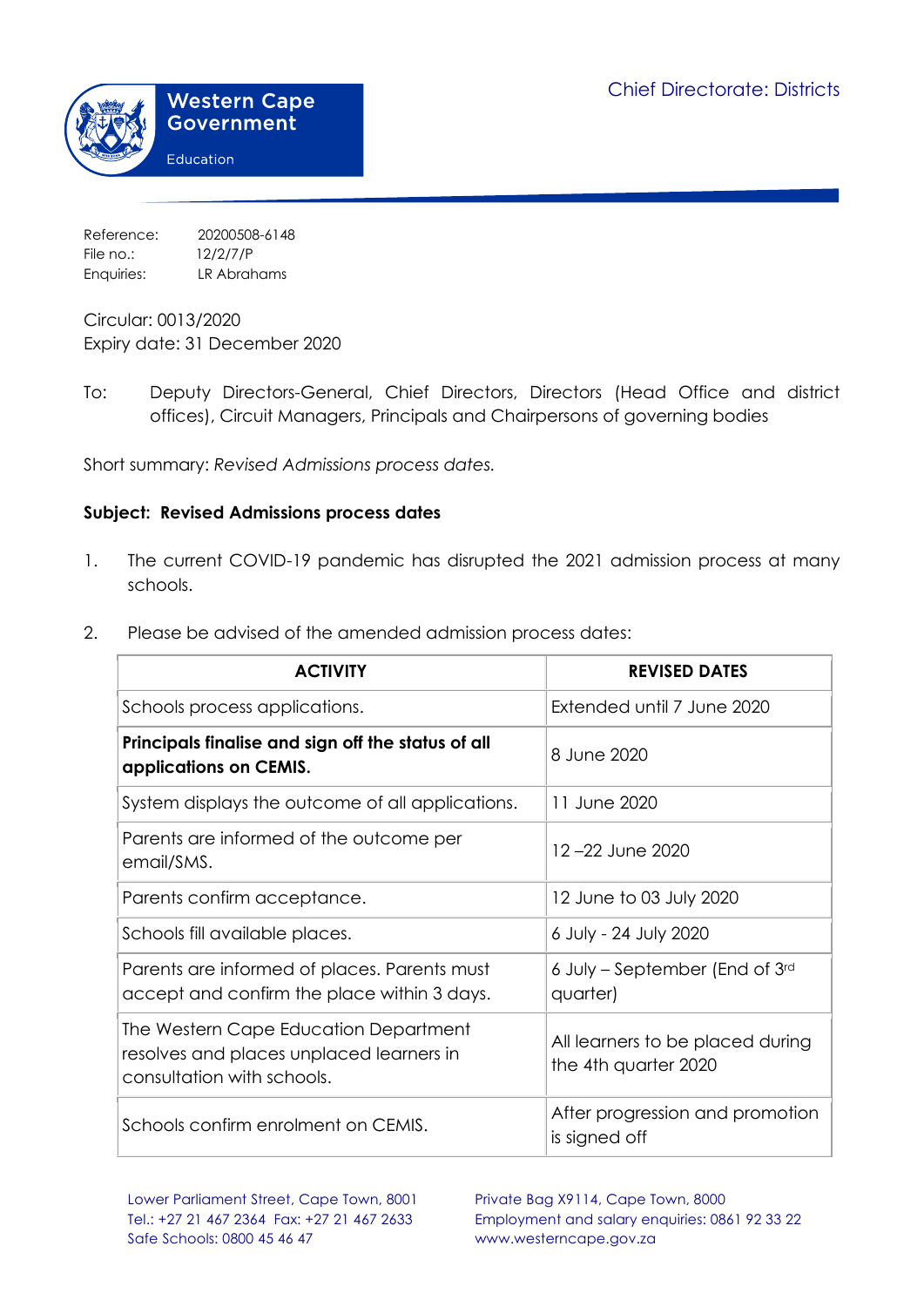Western Cape Government

Education

Chief Directorate: Districts

Reference: 20200508-6148
File no.: 12/2/7/P
Enquiries: LR Abrahams

Circular: 0013/2020
Expiry date: 31 December 2020

To: Deputy Directors-General, Chief Directors, Directors (Head Office and district offices), Circuit Managers, Principals and Chairpersons of governing bodies

Short summary: *Revised Admissions process dates.*

**Subject: Revised Admissions process dates**

1. The current COVID-19 pandemic has disrupted the 2021 admission process at many schools.

2. Please be advised of the amended admission process dates:

| ACTIVITY | REVISED DATES |
|---|---|
| Schools process applications. | Extended until 7 June 2020 |
| **Principals finalise and sign off the status of all applications on CEMIS.** | 8 June 2020 |
| System displays the outcome of all applications. | 11 June 2020 |
| Parents are informed of the outcome per email/SMS. | 12 –22 June 2020 |
| Parents confirm acceptance. | 12 June to 03 July 2020 |
| Schools fill available places. | 6 July - 24 July 2020 |
| Parents are informed of places. Parents must accept and confirm the place within 3 days. | 6 July – September (End of 3rd quarter) |
| The Western Cape Education Department resolves and places unplaced learners in consultation with schools. | All learners to be placed during the 4th quarter 2020 |
| Schools confirm enrolment on CEMIS. | After progression and promotion is signed off |

Lower Parliament Street, Cape Town, 8001
Tel.: +27 21 467 2364 Fax: +27 21 467 2633
Safe Schools: 0800 45 46 47

Private Bag X9114, Cape Town, 8000
Employment and salary enquiries: 0861 92 33 22
www.westerncape.gov.za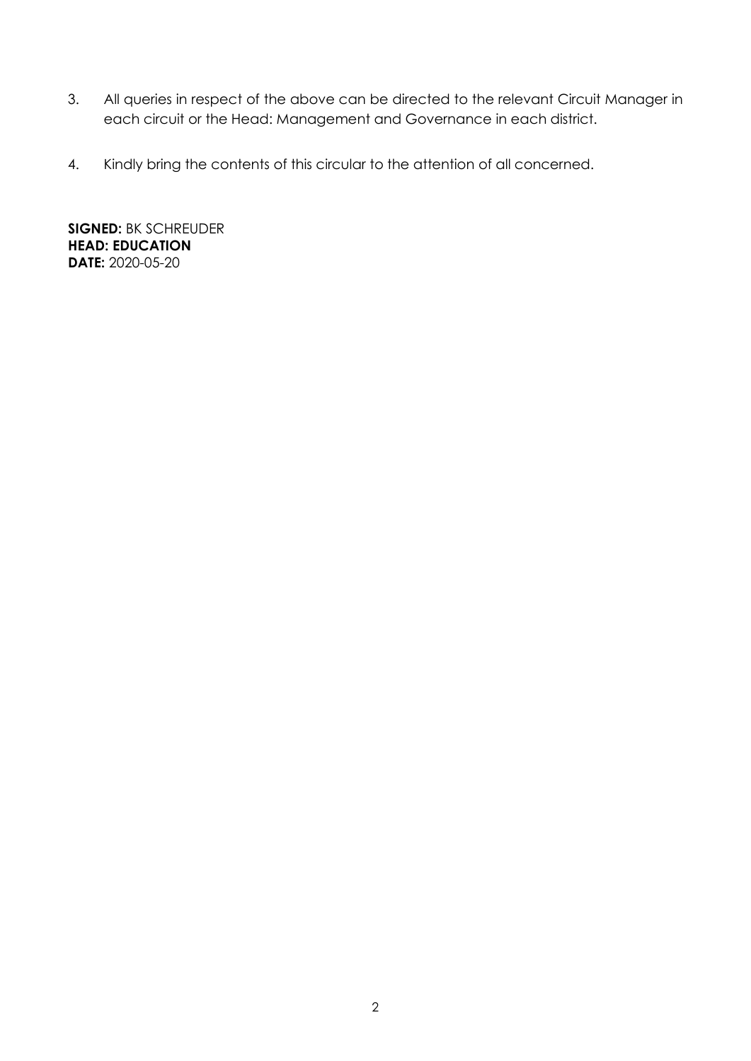3. All queries in respect of the above can be directed to the relevant Circuit Manager in each circuit or the Head: Management and Governance in each district.

4. Kindly bring the contents of this circular to the attention of all concerned.

**SIGNED:** BK SCHREUDER
**HEAD: EDUCATION**
**DATE:** 2020-05-20